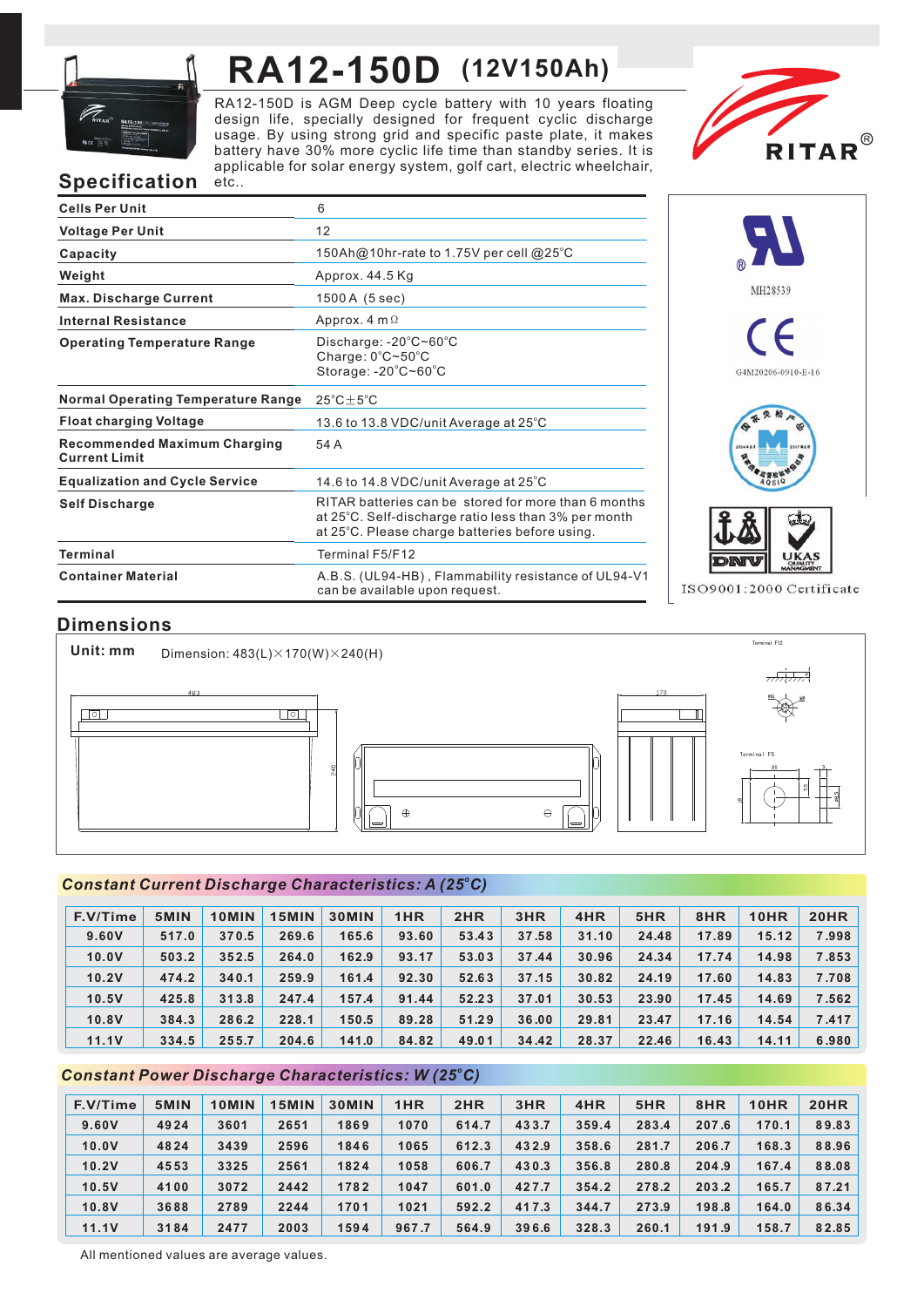# RA12-150D (12V150Ah)

RA12-150D is AGM Deep cycle battery with 10 years floating design life, specially designed for frequent cyclic discharge usage. By using strong grid and specific paste plate, it makes battery have 30% more cyclic life time than standby series. It is applicable for solar energy system, golf cart, electric wheelchair, etc..

RITAR®

## Specification

| | |
|---|---|
| Cells Per Unit | 6 |
| Voltage Per Unit | 12 |
| Capacity | 150Ah@10hr-rate to 1.75V per cell @25°C |
| Weight | Approx. 44.5 Kg |
| Max. Discharge Current | 1500 A (5 sec) |
| Internal Resistance | Approx. 4 mΩ |
| Operating Temperature Range | Discharge: -20°C~60°C<br>Charge: 0°C~50°C<br>Storage: -20°C~60°C |
| Normal Operating Temperature Range | 25°C±5°C |
| Float charging Voltage | 13.6 to 13.8 VDC/unit Average at 25°C |
| Recommended Maximum Charging Current Limit | 54 A |
| Equalization and Cycle Service | 14.6 to 14.8 VDC/unit Average at 25°C |
| Self Discharge | RITAR batteries can be stored for more than 6 months at 25°C. Self-discharge ratio less than 3% per month at 25°C. Please charge batteries before using. |
| Terminal | Terminal F5/F12 |
| Container Material | A.B.S. (UL94-HB), Flammability resistance of UL94-V1 can be available upon request. |

MH28539

G4M20206-0910-E-16

ISO9001:2000 Certificate

## Dimensions

**Unit: mm** Dimension: 483(L)×170(W)×240(H)

Terminal F12

Terminal F5

## Constant Current Discharge Characteristics: A (25°C)

| F.V/Time | 5MIN | 10MIN | 15MIN | 30MIN | 1HR | 2HR | 3HR | 4HR | 5HR | 8HR | 10HR | 20HR |
|---|---|---|---|---|---|---|---|---|---|---|---|---|
| 9.60V | 517.0 | 370.5 | 269.6 | 165.6 | 93.60 | 53.43 | 37.58 | 31.10 | 24.48 | 17.89 | 15.12 | 7.998 |
| 10.0V | 503.2 | 352.5 | 264.0 | 162.9 | 93.17 | 53.03 | 37.44 | 30.96 | 24.34 | 17.74 | 14.98 | 7.853 |
| 10.2V | 474.2 | 340.1 | 259.9 | 161.4 | 92.30 | 52.63 | 37.15 | 30.82 | 24.19 | 17.60 | 14.83 | 7.708 |
| 10.5V | 425.8 | 313.8 | 247.4 | 157.4 | 91.44 | 52.23 | 37.01 | 30.53 | 23.90 | 17.45 | 14.69 | 7.562 |
| 10.8V | 384.3 | 286.2 | 228.1 | 150.5 | 89.28 | 51.29 | 36.00 | 29.81 | 23.47 | 17.16 | 14.54 | 7.417 |
| 11.1V | 334.5 | 255.7 | 204.6 | 141.0 | 84.82 | 49.01 | 34.42 | 28.37 | 22.46 | 16.43 | 14.11 | 6.980 |

## Constant Power Discharge Characteristics: W (25°C)

| F.V/Time | 5MIN | 10MIN | 15MIN | 30MIN | 1HR | 2HR | 3HR | 4HR | 5HR | 8HR | 10HR | 20HR |
|---|---|---|---|---|---|---|---|---|---|---|---|---|
| 9.60V | 4924 | 3601 | 2651 | 1869 | 1070 | 614.7 | 433.7 | 359.4 | 283.4 | 207.6 | 170.1 | 89.83 |
| 10.0V | 4824 | 3439 | 2596 | 1846 | 1065 | 612.3 | 432.9 | 358.6 | 281.7 | 206.7 | 168.3 | 88.96 |
| 10.2V | 4553 | 3325 | 2561 | 1824 | 1058 | 606.7 | 430.3 | 356.8 | 280.8 | 204.9 | 167.4 | 88.08 |
| 10.5V | 4100 | 3072 | 2442 | 1782 | 1047 | 601.0 | 427.7 | 354.2 | 278.2 | 203.2 | 165.7 | 87.21 |
| 10.8V | 3688 | 2789 | 2244 | 1701 | 1021 | 592.2 | 417.3 | 344.7 | 273.9 | 198.8 | 164.0 | 86.34 |
| 11.1V | 3184 | 2477 | 2003 | 1594 | 967.7 | 564.9 | 396.6 | 328.3 | 260.1 | 191.9 | 158.7 | 82.85 |

All mentioned values are average values.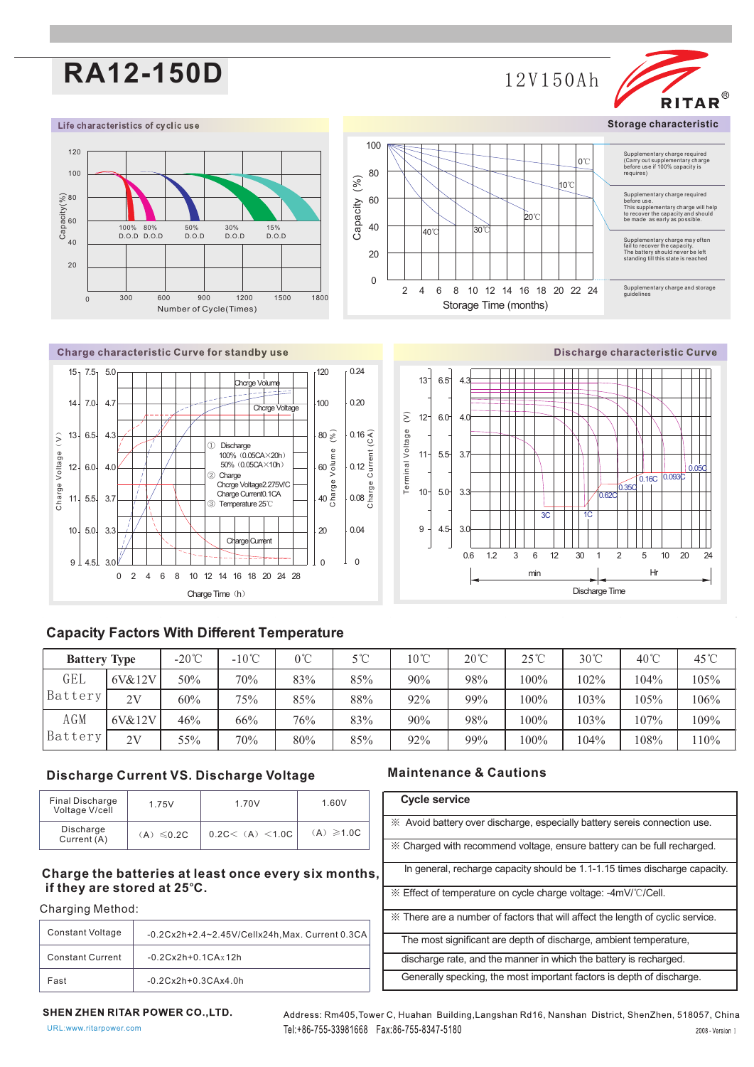# RA12-150D

12V150Ah

RITAR®

## Life characteristics of cyclic use

Capacity(%)

120
100
80
60
40
20

100% D.O.D
80% D.O.D
50% D.O.D
30% D.O.D
15% D.O.D

0 300 600 900 1200 1500 1800

Number of Cycle(Times)

## Storage characteristic

Capacity (%)

100
80
60
40
20
0

0℃
10℃
20℃
30℃
40℃

2 4 6 8 10 12 14 16 18 20 22 24

Storage Time (months)

Supplementary charge required (Carry out supplementary charge before use if 100% capacity is requires)

Supplementary charge required before use. This supplementary charge will help to recover the capacity and should be made as early as possible.

Supplementary charge may often fail to recover the capacity. The battery should never be left standing till this state is reached

Supplementary charge and storage guidelines

## Charge characteristic Curve for standby use

Charge Voltage (V)

15 7.5 5.0
14 7.0 4.7
13 6.5 4.3
12 6.0 4.0
11 5.5 3.7
10 5.0 3.3
9 4.5 3.0

Chrge Volume
Chrge Voltage
Charge Current

① Discharge
100% (0.05CA×20h)
50% (0.05CA×10h)
② Charge
Chrge Voltage2.275V/C
Charge Current0.1CA
③ Temperature 25℃

Charge Volume (%)

120
100
80
60
40
20
0

Charge Current (CA)

0.24
0.20
0.16
0.12
0.08
0.04
0

0 2 4 6 8 10 12 14 16 18 20 24 28

Charge Time (h)

## Discharge characteristic Curve

Terminal Voltage (V)

13 6.5 4.3
12 6.0 4.0
11 5.5 3.7
10 5.0 3.3
9 4.5 3.0

3C
1C
0.62C
0.35C
0.16C
0.093C
0.05C

0.6 1.2 3 6 12 30 1 2 5 10 20 24

min Hr

Discharge Time

## Capacity Factors With Different Temperature

| Battery Type | | -20℃ | -10℃ | 0℃ | 5℃ | 10℃ | 20℃ | 25℃ | 30℃ | 40℃ | 45℃ |
|---|---|---|---|---|---|---|---|---|---|---|---|
| GEL Battery | 6V&12V | 50% | 70% | 83% | 85% | 90% | 98% | 100% | 102% | 104% | 105% |
| | 2V | 60% | 75% | 85% | 88% | 92% | 99% | 100% | 103% | 105% | 106% |
| AGM Battery | 6V&12V | 46% | 66% | 76% | 83% | 90% | 98% | 100% | 103% | 107% | 109% |
| | 2V | 55% | 70% | 80% | 85% | 92% | 99% | 100% | 104% | 108% | 110% |

## Discharge Current VS. Discharge Voltage

| Final Discharge Voltage V/cell | 1.75V | 1.70V | 1.60V |
|---|---|---|---|
| Discharge Current (A) | (A) ≤0.2C | 0.2C< (A) <1.0C | (A) ≥1.0C |

## Charge the batteries at least once every six months, if they are stored at 25°C.

Charging Method:

| | |
|---|---|
| Constant Voltage | -0.2Cx2h+2.4~2.45V/Cellx24h,Max. Current 0.3CA |
| Constant Current | -0.2Cx2h+0.1CAx12h |
| Fast | -0.2Cx2h+0.3CAx4.0h |

## Maintenance & Cautions

**Cycle service**

※ Avoid battery over discharge, especially battery sereis connection use.

※ Charged with recommend voltage, ensure battery can be full recharged.

In general, recharge capacity should be 1.1-1.15 times discharge capacity.

※ Effect of temperature on cycle charge voltage: -4mV/℃/Cell.

※ There are a number of factors that will affect the length of cyclic service.

The most significant are depth of discharge, ambient temperature, discharge rate, and the manner in which the battery is recharged.

Generally specking, the most important factors is depth of discharge.

**SHEN ZHEN RITAR POWER CO.,LTD.**

URL:www.ritarpower.com

Address: Rm405,Tower C, Huahan Building,Langshan Rd16, Nanshan District, ShenZhen, 518057, China

Tel:+86-755-33981668 Fax:86-755-8347-5180

2008 - Version 1